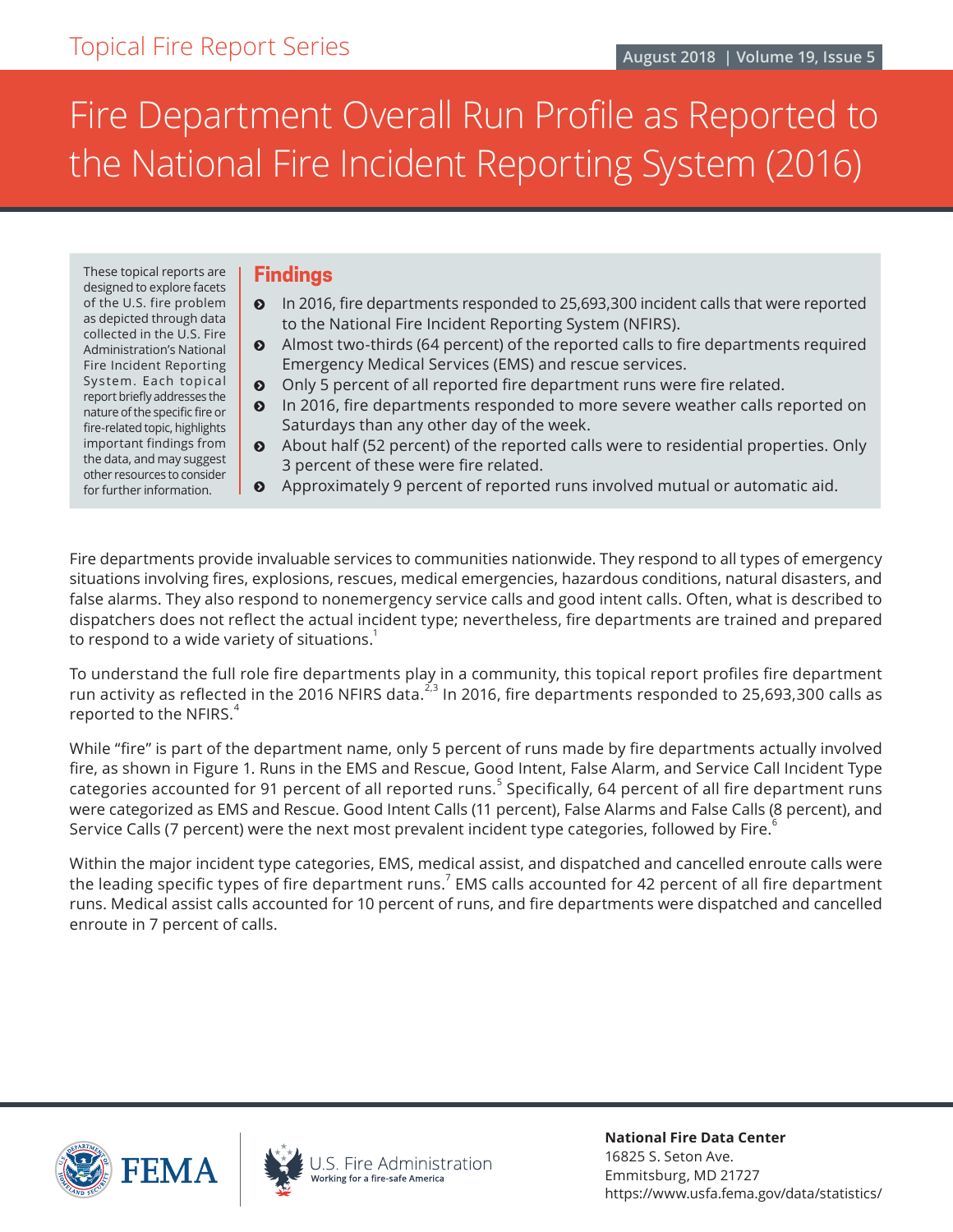Topical Fire Report Series

August 2018 | Volume 19, Issue 5

# Fire Department Overall Run Profile as Reported to the National Fire Incident Reporting System (2016)

These topical reports are designed to explore facets of the U.S. fire problem as depicted through data collected in the U.S. Fire Administration's National Fire Incident Reporting System. Each topical report briefly addresses the nature of the specific fire or fire-related topic, highlights important findings from the data, and may suggest other resources to consider for further information.

## Findings

- In 2016, fire departments responded to 25,693,300 incident calls that were reported to the National Fire Incident Reporting System (NFIRS).
- Almost two-thirds (64 percent) of the reported calls to fire departments required Emergency Medical Services (EMS) and rescue services.
- Only 5 percent of all reported fire department runs were fire related.
- In 2016, fire departments responded to more severe weather calls reported on Saturdays than any other day of the week.
- About half (52 percent) of the reported calls were to residential properties. Only 3 percent of these were fire related.
- Approximately 9 percent of reported runs involved mutual or automatic aid.

Fire departments provide invaluable services to communities nationwide. They respond to all types of emergency situations involving fires, explosions, rescues, medical emergencies, hazardous conditions, natural disasters, and false alarms. They also respond to nonemergency service calls and good intent calls. Often, what is described to dispatchers does not reflect the actual incident type; nevertheless, fire departments are trained and prepared to respond to a wide variety of situations.[1]

To understand the full role fire departments play in a community, this topical report profiles fire department run activity as reflected in the 2016 NFIRS data.[2,3] In 2016, fire departments responded to 25,693,300 calls as reported to the NFIRS.[4]

While "fire" is part of the department name, only 5 percent of runs made by fire departments actually involved fire, as shown in Figure 1. Runs in the EMS and Rescue, Good Intent, False Alarm, and Service Call Incident Type categories accounted for 91 percent of all reported runs.[5] Specifically, 64 percent of all fire department runs were categorized as EMS and Rescue. Good Intent Calls (11 percent), False Alarms and False Calls (8 percent), and Service Calls (7 percent) were the next most prevalent incident type categories, followed by Fire.[6]

Within the major incident type categories, EMS, medical assist, and dispatched and cancelled enroute calls were the leading specific types of fire department runs.[7] EMS calls accounted for 42 percent of all fire department runs. Medical assist calls accounted for 10 percent of runs, and fire departments were dispatched and cancelled enroute in 7 percent of calls.

FEMA | U.S. Fire Administration — Working for a fire-safe America

**National Fire Data Center**
16825 S. Seton Ave.
Emmitsburg, MD 21727
https://www.usfa.fema.gov/data/statistics/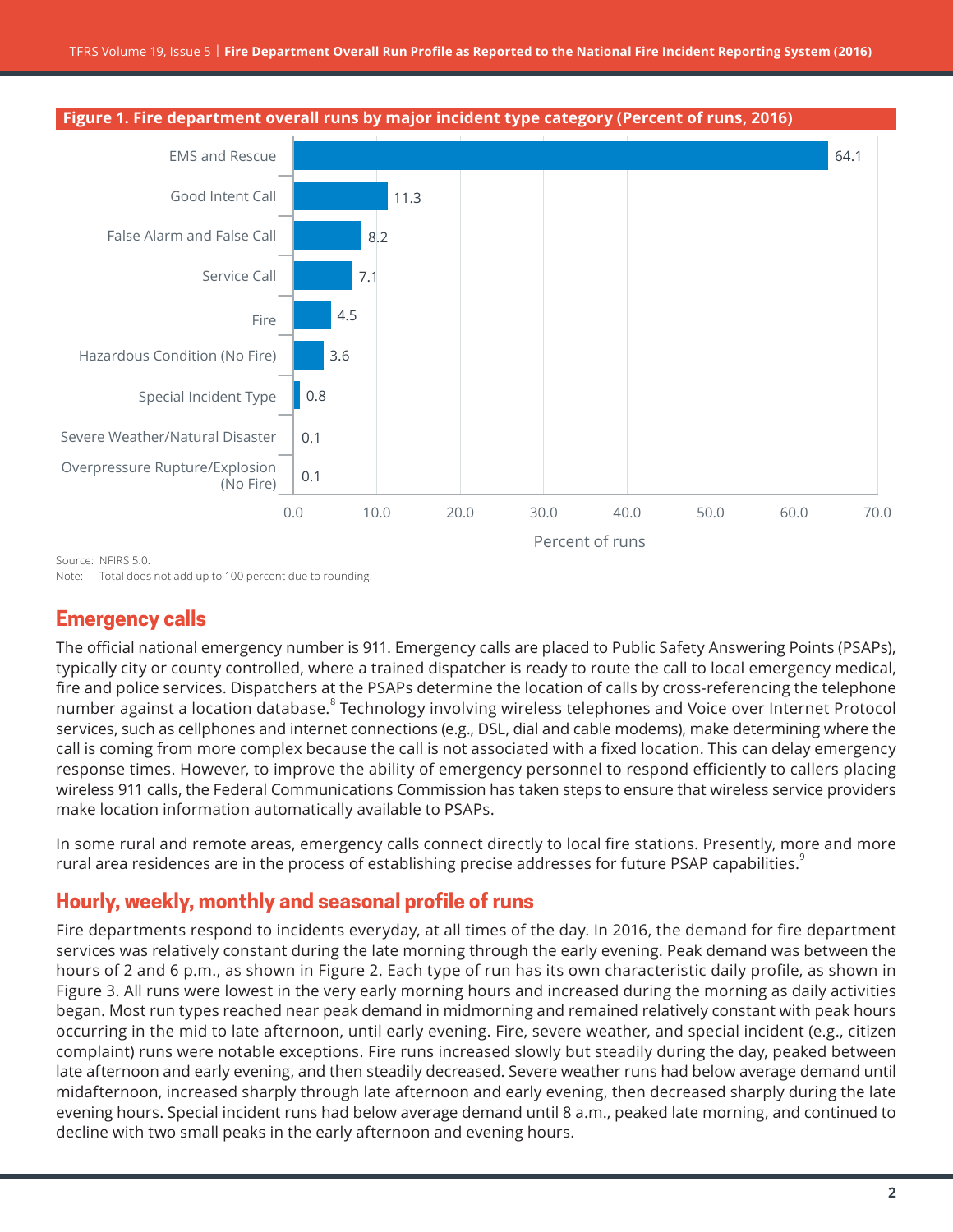**Figure 1. Fire department overall runs by major incident type category (Percent of runs, 2016)**

| Major incident type category | Percent of runs |
|---|---|
| EMS and Rescue | 64.1 |
| Good Intent Call | 11.3 |
| False Alarm and False Call | 8.2 |
| Service Call | 7.1 |
| Fire | 4.5 |
| Hazardous Condition (No Fire) | 3.6 |
| Special Incident Type | 0.8 |
| Severe Weather/Natural Disaster | 0.1 |
| Overpressure Rupture/Explosion (No Fire) | 0.1 |

Source: NFIRS 5.0.
Note: Total does not add up to 100 percent due to rounding.

## Emergency calls

The official national emergency number is 911. Emergency calls are placed to Public Safety Answering Points (PSAPs), typically city or county controlled, where a trained dispatcher is ready to route the call to local emergency medical, fire and police services. Dispatchers at the PSAPs determine the location of calls by cross-referencing the telephone number against a location database.[8] Technology involving wireless telephones and Voice over Internet Protocol services, such as cellphones and internet connections (e.g., DSL, dial and cable modems), make determining where the call is coming from more complex because the call is not associated with a fixed location. This can delay emergency response times. However, to improve the ability of emergency personnel to respond efficiently to callers placing wireless 911 calls, the Federal Communications Commission has taken steps to ensure that wireless service providers make location information automatically available to PSAPs.

In some rural and remote areas, emergency calls connect directly to local fire stations. Presently, more and more rural area residences are in the process of establishing precise addresses for future PSAP capabilities.[9]

## Hourly, weekly, monthly and seasonal profile of runs

Fire departments respond to incidents everyday, at all times of the day. In 2016, the demand for fire department services was relatively constant during the late morning through the early evening. Peak demand was between the hours of 2 and 6 p.m., as shown in Figure 2. Each type of run has its own characteristic daily profile, as shown in Figure 3. All runs were lowest in the very early morning hours and increased during the morning as daily activities began. Most run types reached near peak demand in midmorning and remained relatively constant with peak hours occurring in the mid to late afternoon, until early evening. Fire, severe weather, and special incident (e.g., citizen complaint) runs were notable exceptions. Fire runs increased slowly but steadily during the day, peaked between late afternoon and early evening, and then steadily decreased. Severe weather runs had below average demand until midafternoon, increased sharply through late afternoon and early evening, then decreased sharply during the late evening hours. Special incident runs had below average demand until 8 a.m., peaked late morning, and continued to decline with two small peaks in the early afternoon and evening hours.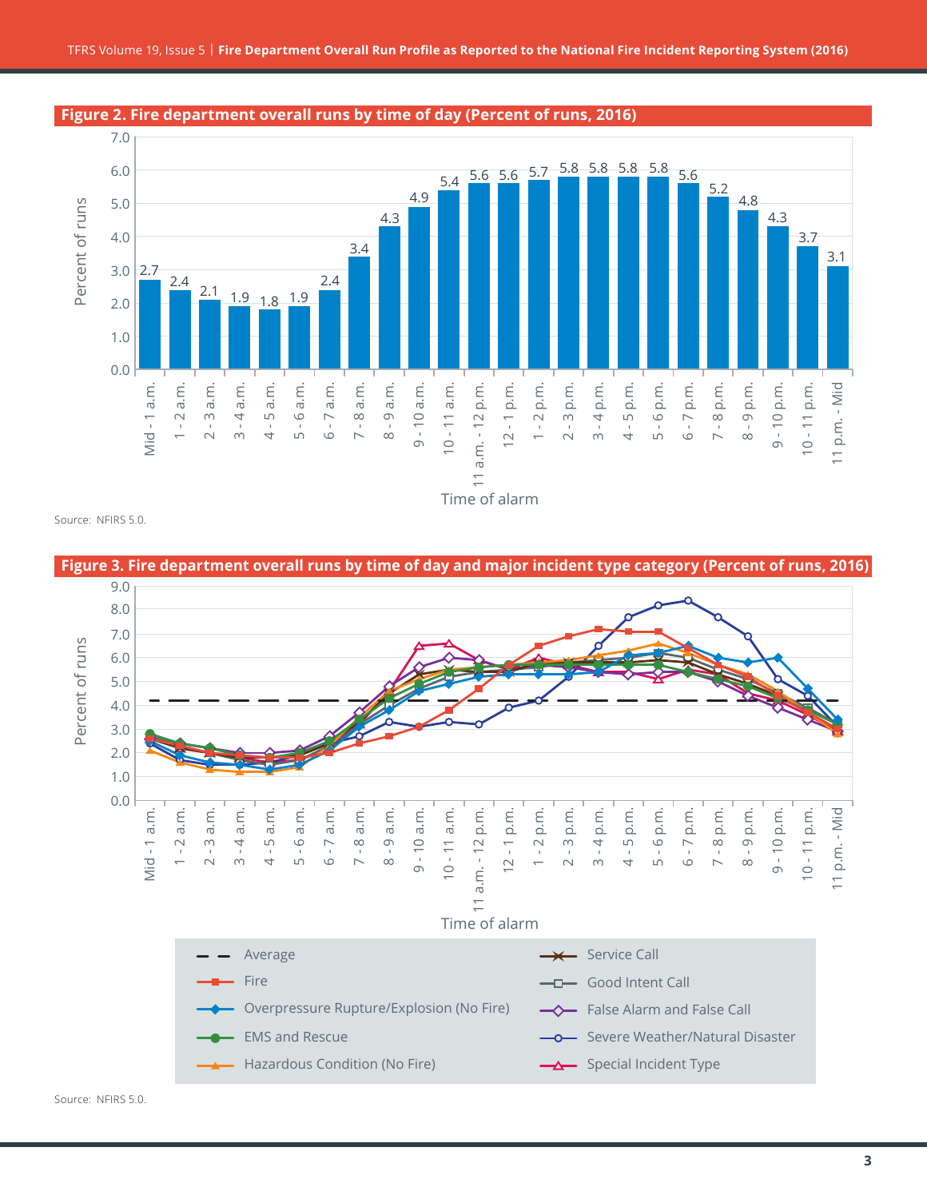**Figure 2. Fire department overall runs by time of day (Percent of runs, 2016)**

| Time of alarm | Percent of runs |
|---|---|
| Mid - 1 a.m. | 2.7 |
| 1 - 2 a.m. | 2.4 |
| 2 - 3 a.m. | 2.1 |
| 3 - 4 a.m. | 1.9 |
| 4 - 5 a.m. | 1.8 |
| 5 - 6 a.m. | 1.9 |
| 6 - 7 a.m. | 2.4 |
| 7 - 8 a.m. | 3.4 |
| 8 - 9 a.m. | 4.3 |
| 9 - 10 a.m. | 4.9 |
| 10 - 11 a.m. | 5.4 |
| 11 a.m. - 12 p.m. | 5.6 |
| 12 - 1 p.m. | 5.6 |
| 1 - 2 p.m. | 5.7 |
| 2 - 3 p.m. | 5.8 |
| 3 - 4 p.m. | 5.8 |
| 4 - 5 p.m. | 5.8 |
| 5 - 6 p.m. | 5.8 |
| 6 - 7 p.m. | 5.6 |
| 7 - 8 p.m. | 5.2 |
| 8 - 9 p.m. | 4.8 |
| 9 - 10 p.m. | 4.3 |
| 10 - 11 p.m. | 3.7 |
| 11 p.m. - Mid | 3.1 |

Source: NFIRS 5.0.

**Figure 3. Fire department overall runs by time of day and major incident type category (Percent of runs, 2016)**

Legend: Average; Fire; Overpressure Rupture/Explosion (No Fire); EMS and Rescue; Hazardous Condition (No Fire); Service Call; Good Intent Call; False Alarm and False Call; Severe Weather/Natural Disaster; Special Incident Type

Source: NFIRS 5.0.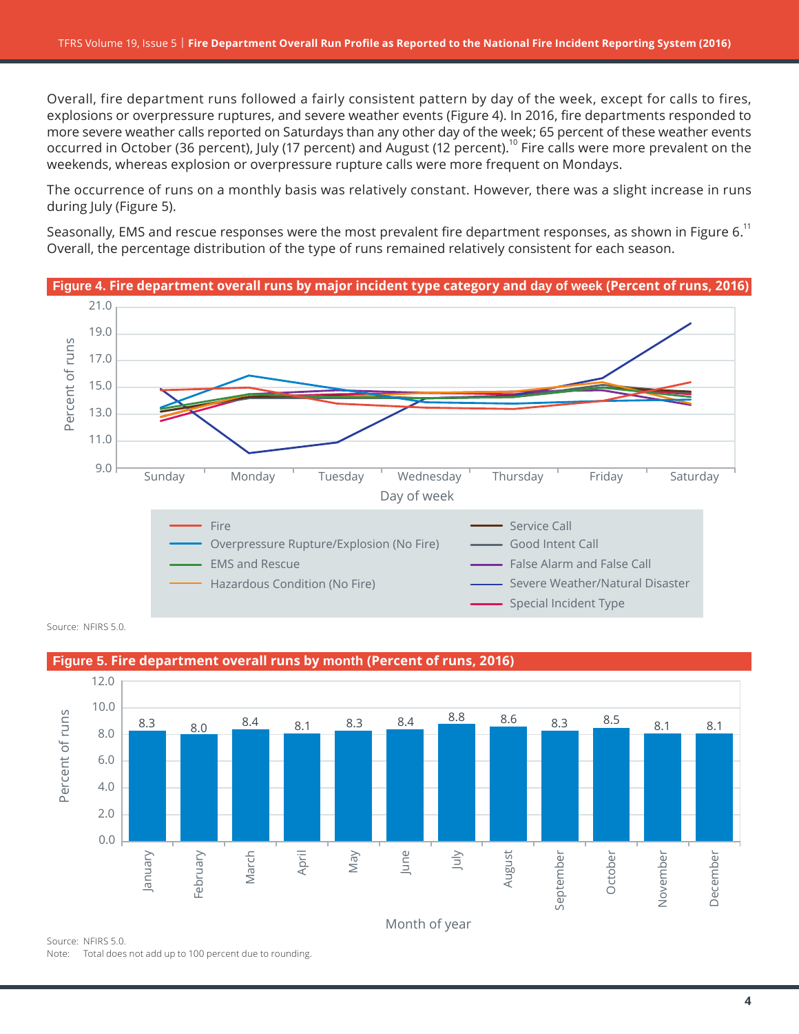Overall, fire department runs followed a fairly consistent pattern by day of the week, except for calls to fires, explosions or overpressure ruptures, and severe weather events (Figure 4). In 2016, fire departments responded to more severe weather calls reported on Saturdays than any other day of the week; 65 percent of these weather events occurred in October (36 percent), July (17 percent) and August (12 percent).[10] Fire calls were more prevalent on the weekends, whereas explosion or overpressure rupture calls were more frequent on Mondays.

The occurrence of runs on a monthly basis was relatively constant. However, there was a slight increase in runs during July (Figure 5).

Seasonally, EMS and rescue responses were the most prevalent fire department responses, as shown in Figure 6.[11] Overall, the percentage distribution of the type of runs remained relatively consistent for each season.

**Figure 4. Fire department overall runs by major incident type category and day of week (Percent of runs, 2016)**

Legend: Fire; Overpressure Rupture/Explosion (No Fire); EMS and Rescue; Hazardous Condition (No Fire); Service Call; Good Intent Call; False Alarm and False Call; Severe Weather/Natural Disaster; Special Incident Type

Source: NFIRS 5.0.

**Figure 5. Fire department overall runs by month (Percent of runs, 2016)**

| Month | Percent of runs |
|---|---|
| January | 8.3 |
| February | 8.0 |
| March | 8.4 |
| April | 8.1 |
| May | 8.3 |
| June | 8.4 |
| July | 8.8 |
| August | 8.6 |
| September | 8.3 |
| October | 8.5 |
| November | 8.1 |
| December | 8.1 |

Source: NFIRS 5.0.
Note: Total does not add up to 100 percent due to rounding.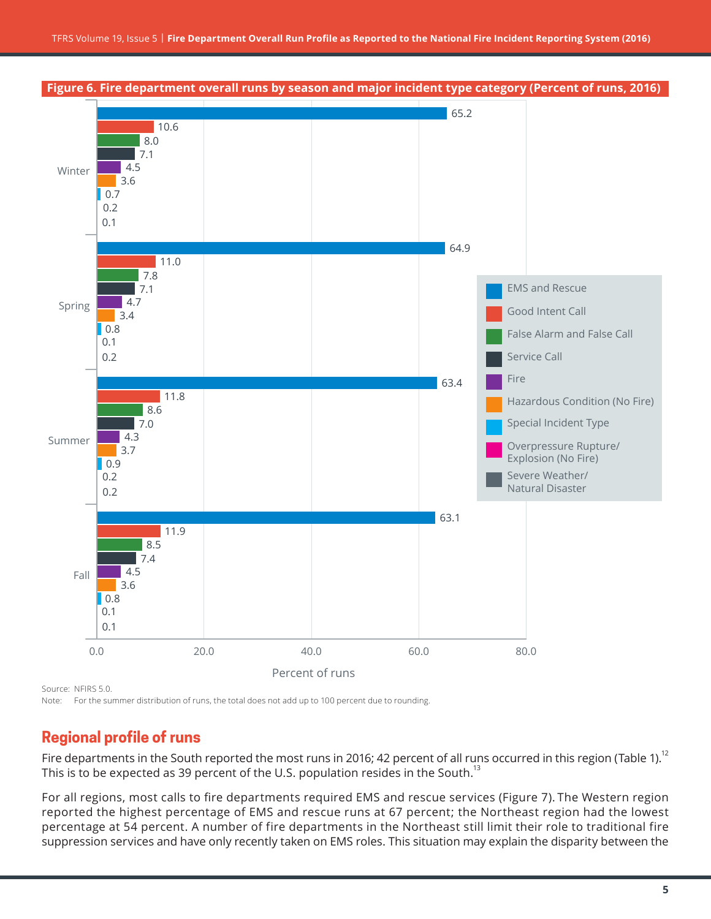**Figure 6. Fire department overall runs by season and major incident type category (Percent of runs, 2016)**

| Incident type | Winter | Spring | Summer | Fall |
|---|---|---|---|---|
| EMS and Rescue | 65.2 | 64.9 | 63.4 | 63.1 |
| Good Intent Call | 10.6 | 11.0 | 11.8 | 11.9 |
| False Alarm and False Call | 8.0 | 7.8 | 8.6 | 8.5 |
| Service Call | 7.1 | 7.1 | 7.0 | 7.4 |
| Fire | 4.5 | 4.7 | 4.3 | 4.5 |
| Hazardous Condition (No Fire) | 3.6 | 3.4 | 3.7 | 3.6 |
| Special Incident Type | 0.7 | 0.8 | 0.9 | 0.8 |
| Overpressure Rupture/ Explosion (No Fire) | 0.2 | 0.1 | 0.2 | 0.1 |
| Severe Weather/ Natural Disaster | 0.1 | 0.2 | 0.2 | 0.1 |

Percent of runs

Source: NFIRS 5.0.
Note: For the summer distribution of runs, the total does not add up to 100 percent due to rounding.

## Regional profile of runs

Fire departments in the South reported the most runs in 2016; 42 percent of all runs occurred in this region (Table 1).[12] This is to be expected as 39 percent of the U.S. population resides in the South.[13]

For all regions, most calls to fire departments required EMS and rescue services (Figure 7). The Western region reported the highest percentage of EMS and rescue runs at 67 percent; the Northeast region had the lowest percentage at 54 percent. A number of fire departments in the Northeast still limit their role to traditional fire suppression services and have only recently taken on EMS roles. This situation may explain the disparity between the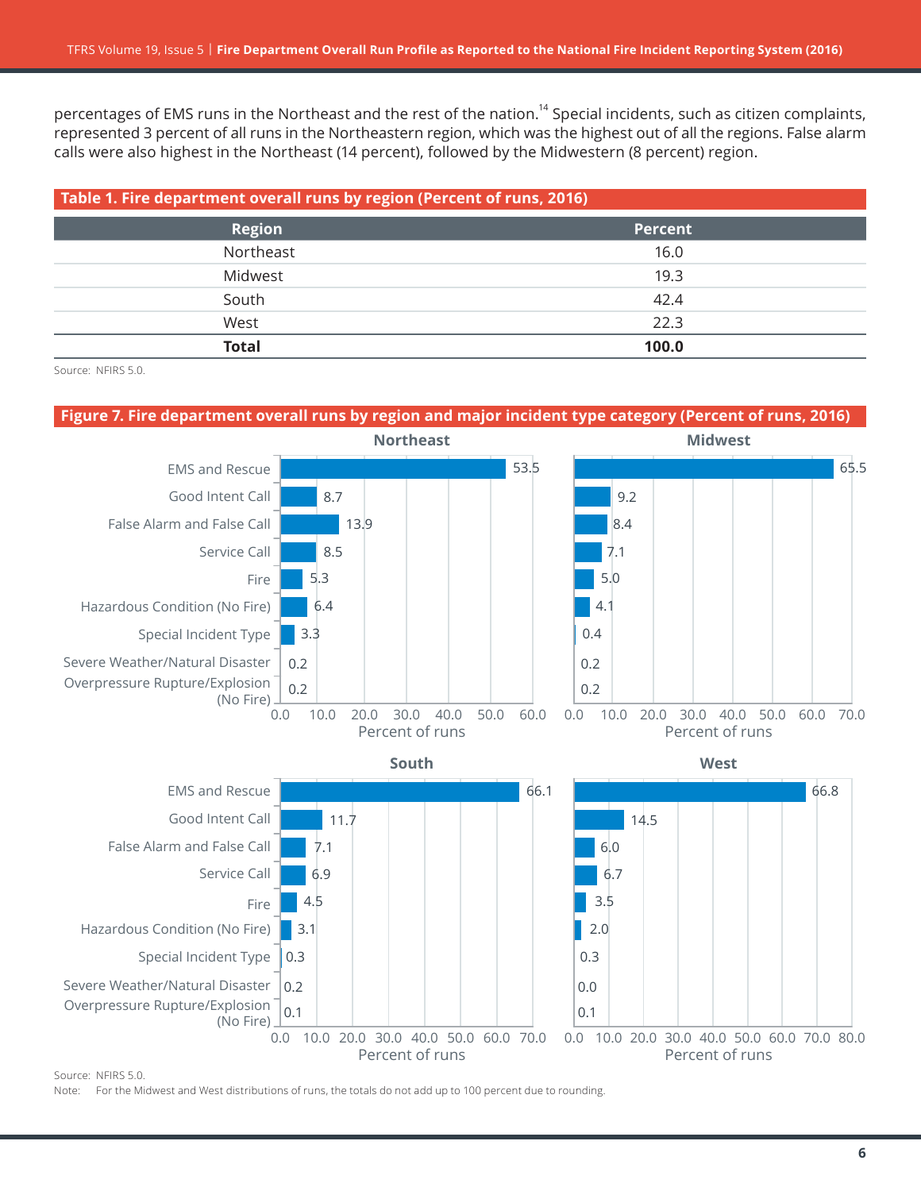percentages of EMS runs in the Northeast and the rest of the nation.[14] Special incidents, such as citizen complaints, represented 3 percent of all runs in the Northeastern region, which was the highest out of all the regions. False alarm calls were also highest in the Northeast (14 percent), followed by the Midwestern (8 percent) region.

**Table 1. Fire department overall runs by region (Percent of runs, 2016)**

| Region | Percent |
|---|---|
| Northeast | 16.0 |
| Midwest | 19.3 |
| South | 42.4 |
| West | 22.3 |
| **Total** | **100.0** |

Source: NFIRS 5.0.

**Figure 7. Fire department overall runs by region and major incident type category (Percent of runs, 2016)**

| Incident type | Northeast | Midwest | South | West |
|---|---|---|---|---|
| EMS and Rescue | 53.5 | 65.5 | 66.1 | 66.8 |
| Good Intent Call | 8.7 | 9.2 | 11.7 | 14.5 |
| False Alarm and False Call | 13.9 | 8.4 | 7.1 | 6.0 |
| Service Call | 8.5 | 7.1 | 6.9 | 6.7 |
| Fire | 5.3 | 5.0 | 4.5 | 3.5 |
| Hazardous Condition (No Fire) | 6.4 | 4.1 | 3.1 | 2.0 |
| Special Incident Type | 3.3 | 0.4 | 0.3 | 0.3 |
| Severe Weather/Natural Disaster | 0.2 | 0.2 | 0.2 | 0.0 |
| Overpressure Rupture/Explosion (No Fire) | 0.2 | 0.2 | 0.1 | 0.1 |

Percent of runs

Source: NFIRS 5.0.

Note: For the Midwest and West distributions of runs, the totals do not add up to 100 percent due to rounding.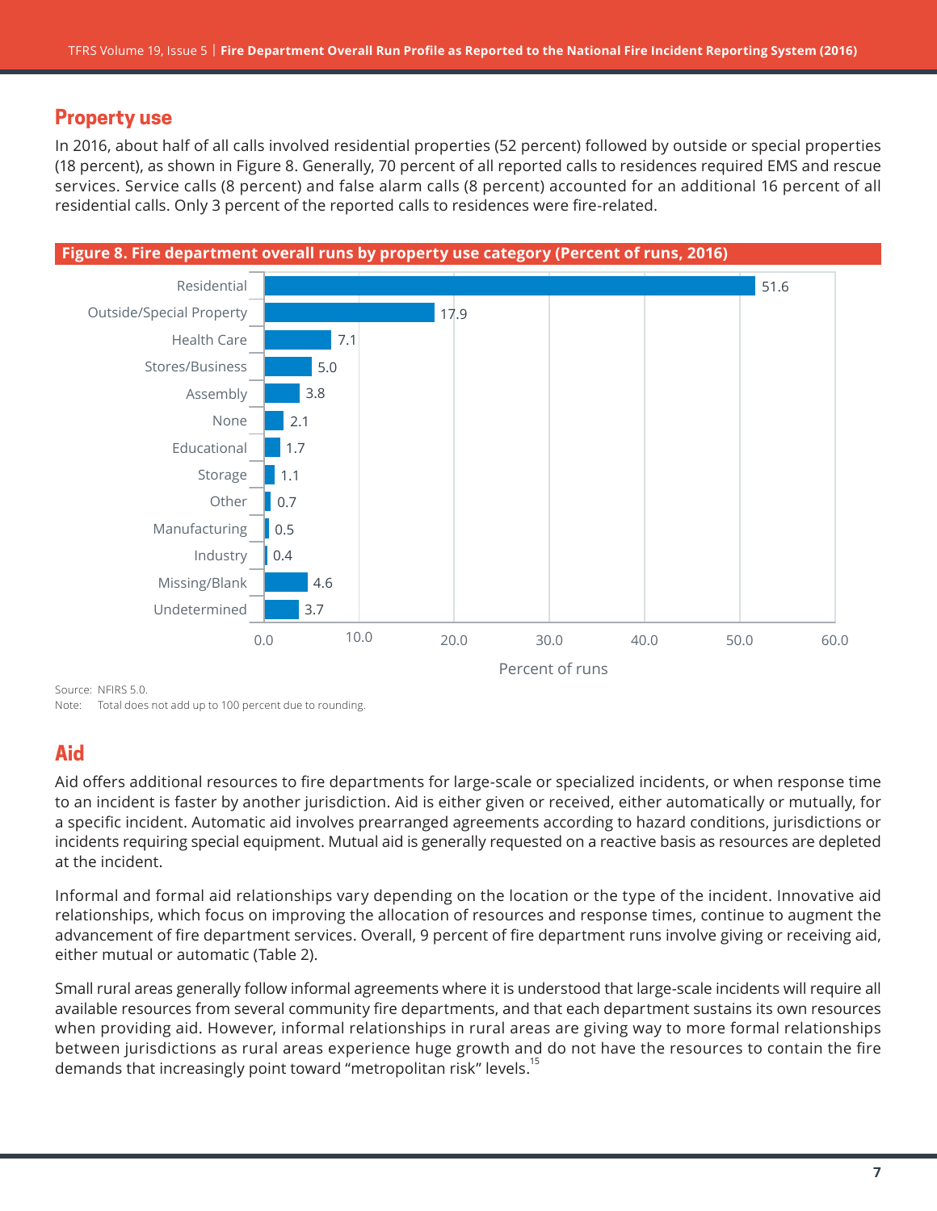## Property use

In 2016, about half of all calls involved residential properties (52 percent) followed by outside or special properties (18 percent), as shown in Figure 8. Generally, 70 percent of all reported calls to residences required EMS and rescue services. Service calls (8 percent) and false alarm calls (8 percent) accounted for an additional 16 percent of all residential calls. Only 3 percent of the reported calls to residences were fire-related.

**Figure 8. Fire department overall runs by property use category (Percent of runs, 2016)**

| Property use category | Percent of runs |
|---|---|
| Residential | 51.6 |
| Outside/Special Property | 17.9 |
| Health Care | 7.1 |
| Stores/Business | 5.0 |
| Assembly | 3.8 |
| None | 2.1 |
| Educational | 1.7 |
| Storage | 1.1 |
| Other | 0.7 |
| Manufacturing | 0.5 |
| Industry | 0.4 |
| Missing/Blank | 4.6 |
| Undetermined | 3.7 |

Source: NFIRS 5.0.
Note: Total does not add up to 100 percent due to rounding.

## Aid

Aid offers additional resources to fire departments for large-scale or specialized incidents, or when response time to an incident is faster by another jurisdiction. Aid is either given or received, either automatically or mutually, for a specific incident. Automatic aid involves prearranged agreements according to hazard conditions, jurisdictions or incidents requiring special equipment. Mutual aid is generally requested on a reactive basis as resources are depleted at the incident.

Informal and formal aid relationships vary depending on the location or the type of the incident. Innovative aid relationships, which focus on improving the allocation of resources and response times, continue to augment the advancement of fire department services. Overall, 9 percent of fire department runs involve giving or receiving aid, either mutual or automatic (Table 2).

Small rural areas generally follow informal agreements where it is understood that large-scale incidents will require all available resources from several community fire departments, and that each department sustains its own resources when providing aid. However, informal relationships in rural areas are giving way to more formal relationships between jurisdictions as rural areas experience huge growth and do not have the resources to contain the fire demands that increasingly point toward "metropolitan risk" levels.[15]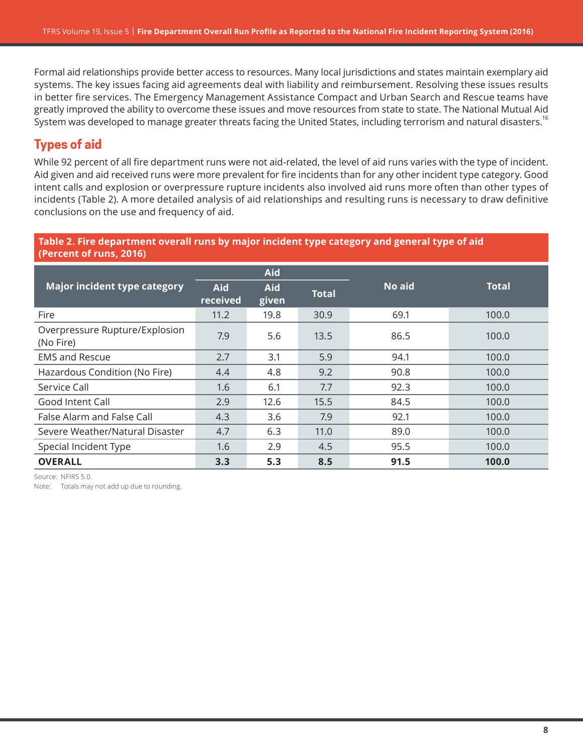Formal aid relationships provide better access to resources. Many local jurisdictions and states maintain exemplary aid systems. The key issues facing aid agreements deal with liability and reimbursement. Resolving these issues results in better fire services. The Emergency Management Assistance Compact and Urban Search and Rescue teams have greatly improved the ability to overcome these issues and move resources from state to state. The National Mutual Aid System was developed to manage greater threats facing the United States, including terrorism and natural disasters.[16]

## Types of aid

While 92 percent of all fire department runs were not aid-related, the level of aid runs varies with the type of incident. Aid given and aid received runs were more prevalent for fire incidents than for any other incident type category. Good intent calls and explosion or overpressure rupture incidents also involved aid runs more often than other types of incidents (Table 2). A more detailed analysis of aid relationships and resulting runs is necessary to draw definitive conclusions on the use and frequency of aid.

**Table 2. Fire department overall runs by major incident type category and general type of aid (Percent of runs, 2016)**

| Major incident type category | Aid | | | No aid | Total |
|---|---|---|---|---|---|
| | Aid received | Aid given | Total | | |
| Fire | 11.2 | 19.8 | 30.9 | 69.1 | 100.0 |
| Overpressure Rupture/Explosion (No Fire) | 7.9 | 5.6 | 13.5 | 86.5 | 100.0 |
| EMS and Rescue | 2.7 | 3.1 | 5.9 | 94.1 | 100.0 |
| Hazardous Condition (No Fire) | 4.4 | 4.8 | 9.2 | 90.8 | 100.0 |
| Service Call | 1.6 | 6.1 | 7.7 | 92.3 | 100.0 |
| Good Intent Call | 2.9 | 12.6 | 15.5 | 84.5 | 100.0 |
| False Alarm and False Call | 4.3 | 3.6 | 7.9 | 92.1 | 100.0 |
| Severe Weather/Natural Disaster | 4.7 | 6.3 | 11.0 | 89.0 | 100.0 |
| Special Incident Type | 1.6 | 2.9 | 4.5 | 95.5 | 100.0 |
| **OVERALL** | **3.3** | **5.3** | **8.5** | **91.5** | **100.0** |

Source: NFIRS 5.0.
Note: Totals may not add up due to rounding.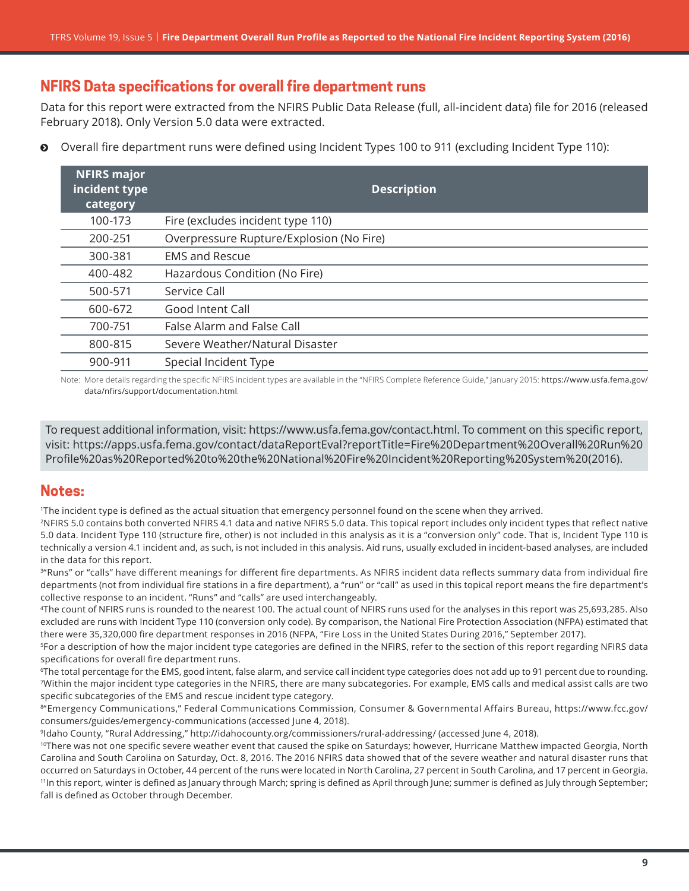## NFIRS Data specifications for overall fire department runs

Data for this report were extracted from the NFIRS Public Data Release (full, all-incident data) file for 2016 (released February 2018). Only Version 5.0 data were extracted.

- Overall fire department runs were defined using Incident Types 100 to 911 (excluding Incident Type 110):

| NFIRS major incident type category | Description |
|---|---|
| 100-173 | Fire (excludes incident type 110) |
| 200-251 | Overpressure Rupture/Explosion (No Fire) |
| 300-381 | EMS and Rescue |
| 400-482 | Hazardous Condition (No Fire) |
| 500-571 | Service Call |
| 600-672 | Good Intent Call |
| 700-751 | False Alarm and False Call |
| 800-815 | Severe Weather/Natural Disaster |
| 900-911 | Special Incident Type |

Note: More details regarding the specific NFIRS incident types are available in the "NFIRS Complete Reference Guide," January 2015: https://www.usfa.fema.gov/data/nfirs/support/documentation.html.

To request additional information, visit: https://www.usfa.fema.gov/contact.html. To comment on this specific report, visit: https://apps.usfa.fema.gov/contact/dataReportEval?reportTitle=Fire%20Department%20Overall%20Run%20Profile%20as%20Reported%20to%20the%20National%20Fire%20Incident%20Reporting%20System%20(2016).

## Notes:

[1]The incident type is defined as the actual situation that emergency personnel found on the scene when they arrived.

[2]NFIRS 5.0 contains both converted NFIRS 4.1 data and native NFIRS 5.0 data. This topical report includes only incident types that reflect native 5.0 data. Incident Type 110 (structure fire, other) is not included in this analysis as it is a "conversion only" code. That is, Incident Type 110 is technically a version 4.1 incident and, as such, is not included in this analysis. Aid runs, usually excluded in incident-based analyses, are included in the data for this report.

[3]"Runs" or "calls" have different meanings for different fire departments. As NFIRS incident data reflects summary data from individual fire departments (not from individual fire stations in a fire department), a "run" or "call" as used in this topical report means the fire department's collective response to an incident. "Runs" and "calls" are used interchangeably.

[4]The count of NFIRS runs is rounded to the nearest 100. The actual count of NFIRS runs used for the analyses in this report was 25,693,285. Also excluded are runs with Incident Type 110 (conversion only code). By comparison, the National Fire Protection Association (NFPA) estimated that there were 35,320,000 fire department responses in 2016 (NFPA, "Fire Loss in the United States During 2016," September 2017).

[5]For a description of how the major incident type categories are defined in the NFIRS, refer to the section of this report regarding NFIRS data specifications for overall fire department runs.

[6]The total percentage for the EMS, good intent, false alarm, and service call incident type categories does not add up to 91 percent due to rounding.

[7]Within the major incident type categories in the NFIRS, there are many subcategories. For example, EMS calls and medical assist calls are two specific subcategories of the EMS and rescue incident type category.

[8]"Emergency Communications," Federal Communications Commission, Consumer & Governmental Affairs Bureau, https://www.fcc.gov/consumers/guides/emergency-communications (accessed June 4, 2018).

[9]Idaho County, "Rural Addressing," http://idahocounty.org/commissioners/rural-addressing/ (accessed June 4, 2018).

[10]There was not one specific severe weather event that caused the spike on Saturdays; however, Hurricane Matthew impacted Georgia, North Carolina and South Carolina on Saturday, Oct. 8, 2016. The 2016 NFIRS data showed that of the severe weather and natural disaster runs that occurred on Saturdays in October, 44 percent of the runs were located in North Carolina, 27 percent in South Carolina, and 17 percent in Georgia.

[11]In this report, winter is defined as January through March; spring is defined as April through June; summer is defined as July through September; fall is defined as October through December.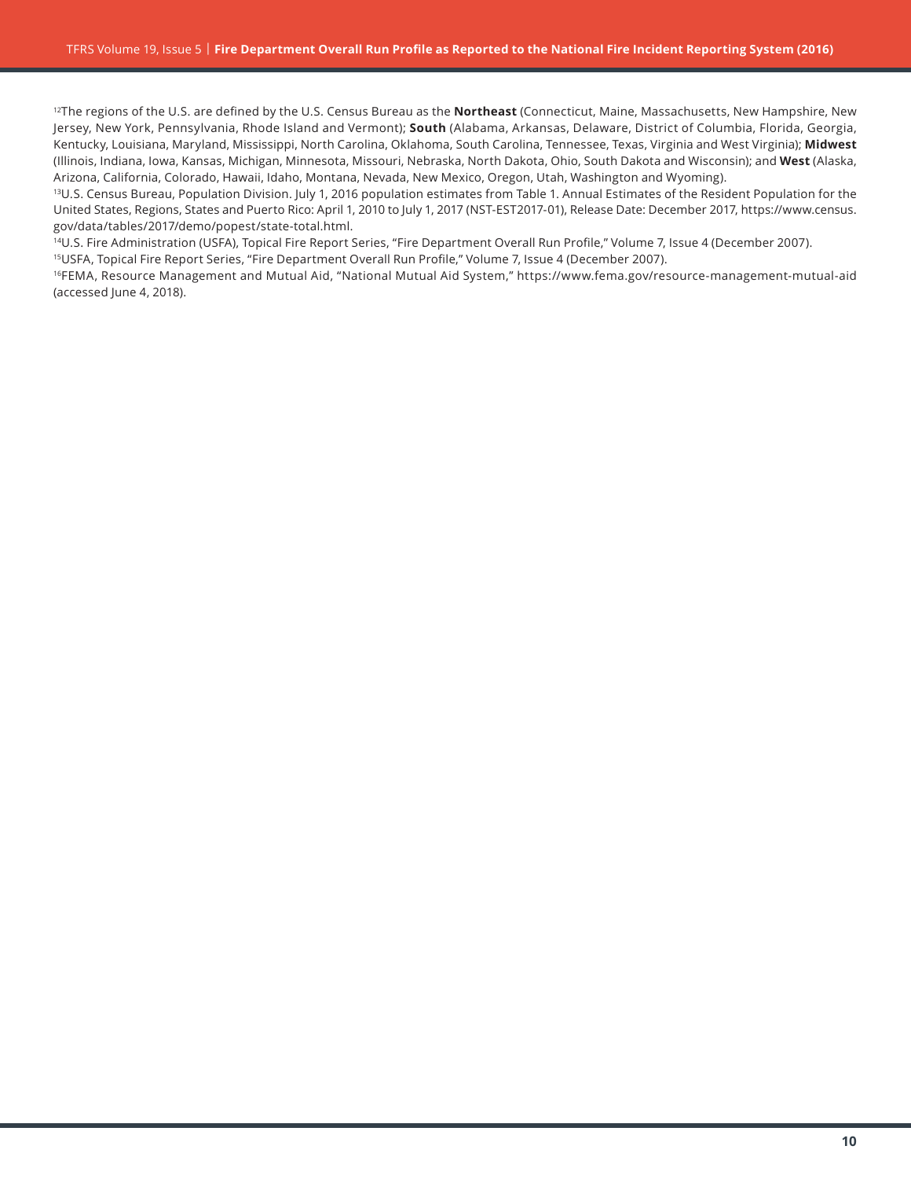[12]The regions of the U.S. are defined by the U.S. Census Bureau as the **Northeast** (Connecticut, Maine, Massachusetts, New Hampshire, New Jersey, New York, Pennsylvania, Rhode Island and Vermont); **South** (Alabama, Arkansas, Delaware, District of Columbia, Florida, Georgia, Kentucky, Louisiana, Maryland, Mississippi, North Carolina, Oklahoma, South Carolina, Tennessee, Texas, Virginia and West Virginia); **Midwest** (Illinois, Indiana, Iowa, Kansas, Michigan, Minnesota, Missouri, Nebraska, North Dakota, Ohio, South Dakota and Wisconsin); and **West** (Alaska, Arizona, California, Colorado, Hawaii, Idaho, Montana, Nevada, New Mexico, Oregon, Utah, Washington and Wyoming).

[13]U.S. Census Bureau, Population Division. July 1, 2016 population estimates from Table 1. Annual Estimates of the Resident Population for the United States, Regions, States and Puerto Rico: April 1, 2010 to July 1, 2017 (NST-EST2017-01), Release Date: December 2017, https://www.census.gov/data/tables/2017/demo/popest/state-total.html.

[14]U.S. Fire Administration (USFA), Topical Fire Report Series, "Fire Department Overall Run Profile," Volume 7, Issue 4 (December 2007).

[15]USFA, Topical Fire Report Series, "Fire Department Overall Run Profile," Volume 7, Issue 4 (December 2007).

[16]FEMA, Resource Management and Mutual Aid, "National Mutual Aid System," https://www.fema.gov/resource-management-mutual-aid (accessed June 4, 2018).